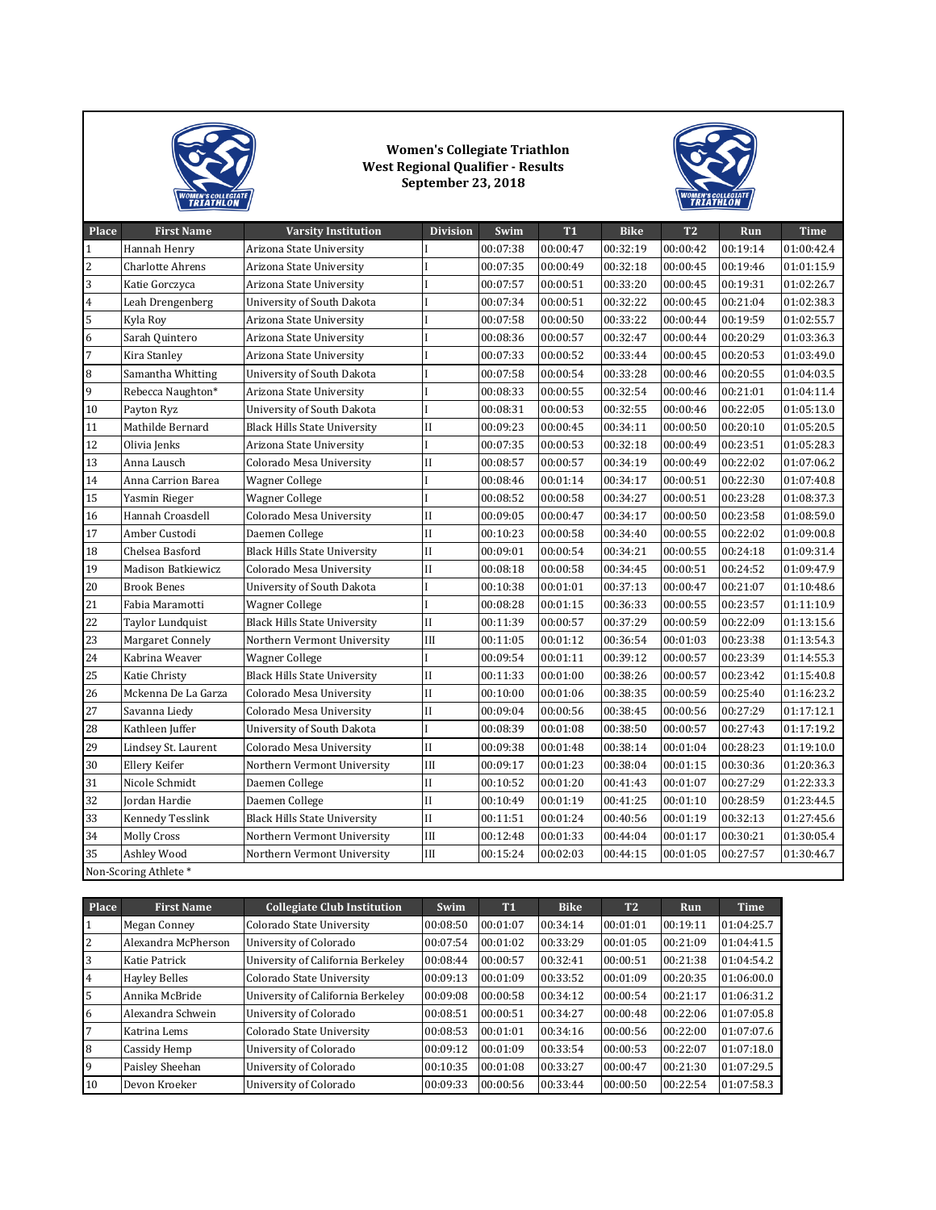# Women's Collegiate Triathlon
## West Regional Qualifier - Results
### September 23, 2018

| Place | First Name | Varsity Institution | Division | Swim | T1 | Bike | T2 | Run | Time |
|---|---|---|---|---|---|---|---|---|---|
| 1 | Hannah Henry | Arizona State University | I | 00:07:38 | 00:00:47 | 00:32:19 | 00:00:42 | 00:19:14 | 01:00:42.4 |
| 2 | Charlotte Ahrens | Arizona State University | I | 00:07:35 | 00:00:49 | 00:32:18 | 00:00:45 | 00:19:46 | 01:01:15.9 |
| 3 | Katie Gorczyca | Arizona State University | I | 00:07:57 | 00:00:51 | 00:33:20 | 00:00:45 | 00:19:31 | 01:02:26.7 |
| 4 | Leah Drengenberg | University of South Dakota | I | 00:07:34 | 00:00:51 | 00:32:22 | 00:00:45 | 00:21:04 | 01:02:38.3 |
| 5 | Kyla Roy | Arizona State University | I | 00:07:58 | 00:00:50 | 00:33:22 | 00:00:44 | 00:19:59 | 01:02:55.7 |
| 6 | Sarah Quintero | Arizona State University | I | 00:08:36 | 00:00:57 | 00:32:47 | 00:00:44 | 00:20:29 | 01:03:36.3 |
| 7 | Kira Stanley | Arizona State University | I | 00:07:33 | 00:00:52 | 00:33:44 | 00:00:45 | 00:20:53 | 01:03:49.0 |
| 8 | Samantha Whitting | University of South Dakota | I | 00:07:58 | 00:00:54 | 00:33:28 | 00:00:46 | 00:20:55 | 01:04:03.5 |
| 9 | Rebecca Naughton* | Arizona State University | I | 00:08:33 | 00:00:55 | 00:32:54 | 00:00:46 | 00:21:01 | 01:04:11.4 |
| 10 | Payton Ryz | University of South Dakota | I | 00:08:31 | 00:00:53 | 00:32:55 | 00:00:46 | 00:22:05 | 01:05:13.0 |
| 11 | Mathilde Bernard | Black Hills State University | II | 00:09:23 | 00:00:45 | 00:34:11 | 00:00:50 | 00:20:10 | 01:05:20.5 |
| 12 | Olivia Jenks | Arizona State University | I | 00:07:35 | 00:00:53 | 00:32:18 | 00:00:49 | 00:23:51 | 01:05:28.3 |
| 13 | Anna Lausch | Colorado Mesa University | II | 00:08:57 | 00:00:57 | 00:34:19 | 00:00:49 | 00:22:02 | 01:07:06.2 |
| 14 | Anna Carrion Barea | Wagner College | I | 00:08:46 | 00:01:14 | 00:34:17 | 00:00:51 | 00:22:30 | 01:07:40.8 |
| 15 | Yasmin Rieger | Wagner College | I | 00:08:52 | 00:00:58 | 00:34:27 | 00:00:51 | 00:23:28 | 01:08:37.3 |
| 16 | Hannah Croasdell | Colorado Mesa University | II | 00:09:05 | 00:00:47 | 00:34:17 | 00:00:50 | 00:23:58 | 01:08:59.0 |
| 17 | Amber Custodi | Daemen College | II | 00:10:23 | 00:00:58 | 00:34:40 | 00:00:55 | 00:22:02 | 01:09:00.8 |
| 18 | Chelsea Basford | Black Hills State University | II | 00:09:01 | 00:00:54 | 00:34:21 | 00:00:55 | 00:24:18 | 01:09:31.4 |
| 19 | Madison Batkiewicz | Colorado Mesa University | II | 00:08:18 | 00:00:58 | 00:34:45 | 00:00:51 | 00:24:52 | 01:09:47.9 |
| 20 | Brook Benes | University of South Dakota | I | 00:10:38 | 00:01:01 | 00:37:13 | 00:00:47 | 00:21:07 | 01:10:48.6 |
| 21 | Fabia Maramotti | Wagner College | I | 00:08:28 | 00:01:15 | 00:36:33 | 00:00:55 | 00:23:57 | 01:11:10.9 |
| 22 | Taylor Lundquist | Black Hills State University | II | 00:11:39 | 00:00:57 | 00:37:29 | 00:00:59 | 00:22:09 | 01:13:15.6 |
| 23 | Margaret Connely | Northern Vermont University | III | 00:11:05 | 00:01:12 | 00:36:54 | 00:01:03 | 00:23:38 | 01:13:54.3 |
| 24 | Kabrina Weaver | Wagner College | I | 00:09:54 | 00:01:11 | 00:39:12 | 00:00:57 | 00:23:39 | 01:14:55.3 |
| 25 | Katie Christy | Black Hills State University | II | 00:11:33 | 00:01:00 | 00:38:26 | 00:00:57 | 00:23:42 | 01:15:40.8 |
| 26 | Mckenna De La Garza | Colorado Mesa University | II | 00:10:00 | 00:01:06 | 00:38:35 | 00:00:59 | 00:25:40 | 01:16:23.2 |
| 27 | Savanna Liedy | Colorado Mesa University | II | 00:09:04 | 00:00:56 | 00:38:45 | 00:00:56 | 00:27:29 | 01:17:12.1 |
| 28 | Kathleen Juffer | University of South Dakota | I | 00:08:39 | 00:01:08 | 00:38:50 | 00:00:57 | 00:27:43 | 01:17:19.2 |
| 29 | Lindsey St. Laurent | Colorado Mesa University | II | 00:09:38 | 00:01:48 | 00:38:14 | 00:01:04 | 00:28:23 | 01:19:10.0 |
| 30 | Ellery Keifer | Northern Vermont University | III | 00:09:17 | 00:01:23 | 00:38:04 | 00:01:15 | 00:30:36 | 01:20:36.3 |
| 31 | Nicole Schmidt | Daemen College | II | 00:10:52 | 00:01:20 | 00:41:43 | 00:01:07 | 00:27:29 | 01:22:33.3 |
| 32 | Jordan Hardie | Daemen College | II | 00:10:49 | 00:01:19 | 00:41:25 | 00:01:10 | 00:28:59 | 01:23:44.5 |
| 33 | Kennedy Tesslink | Black Hills State University | II | 00:11:51 | 00:01:24 | 00:40:56 | 00:01:19 | 00:32:13 | 01:27:45.6 |
| 34 | Molly Cross | Northern Vermont University | III | 00:12:48 | 00:01:33 | 00:44:04 | 00:01:17 | 00:30:21 | 01:30:05.4 |
| 35 | Ashley Wood | Northern Vermont University | III | 00:15:24 | 00:02:03 | 00:44:15 | 00:01:05 | 00:27:57 | 01:30:46.7 |

Non-Scoring Athlete *

| Place | First Name | Collegiate Club Institution | Swim | T1 | Bike | T2 | Run | Time |
|---|---|---|---|---|---|---|---|---|
| 1 | Megan Conney | Colorado State University | 00:08:50 | 00:01:07 | 00:34:14 | 00:01:01 | 00:19:11 | 01:04:25.7 |
| 2 | Alexandra McPherson | University of Colorado | 00:07:54 | 00:01:02 | 00:33:29 | 00:01:05 | 00:21:09 | 01:04:41.5 |
| 3 | Katie Patrick | University of California Berkeley | 00:08:44 | 00:00:57 | 00:32:41 | 00:00:51 | 00:21:38 | 01:04:54.2 |
| 4 | Hayley Belles | Colorado State University | 00:09:13 | 00:01:09 | 00:33:52 | 00:01:09 | 00:20:35 | 01:06:00.0 |
| 5 | Annika McBride | University of California Berkeley | 00:09:08 | 00:00:58 | 00:34:12 | 00:00:54 | 00:21:17 | 01:06:31.2 |
| 6 | Alexandra Schwein | University of Colorado | 00:08:51 | 00:00:51 | 00:34:27 | 00:00:48 | 00:22:06 | 01:07:05.8 |
| 7 | Katrina Lems | Colorado State University | 00:08:53 | 00:01:01 | 00:34:16 | 00:00:56 | 00:22:00 | 01:07:07.6 |
| 8 | Cassidy Hemp | University of Colorado | 00:09:12 | 00:01:09 | 00:33:54 | 00:00:53 | 00:22:07 | 01:07:18.0 |
| 9 | Paisley Sheehan | University of Colorado | 00:10:35 | 00:01:08 | 00:33:27 | 00:00:47 | 00:21:30 | 01:07:29.5 |
| 10 | Devon Kroeker | University of Colorado | 00:09:33 | 00:00:56 | 00:33:44 | 00:00:50 | 00:22:54 | 01:07:58.3 |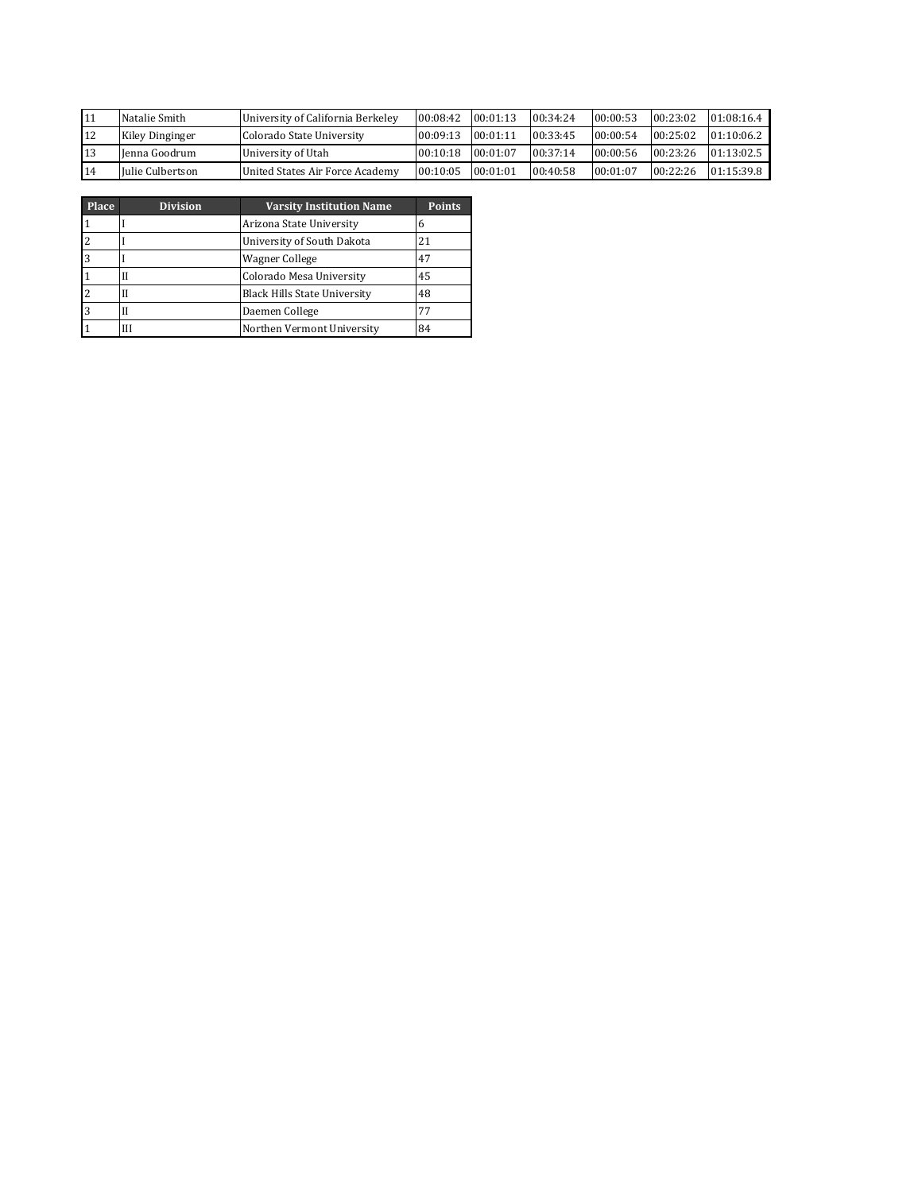| | | | | | | | | |
|---|---|---|---|---|---|---|---|---|
| 11 | Natalie Smith | University of California Berkeley | 00:08:42 | 00:01:13 | 00:34:24 | 00:00:53 | 00:23:02 | 01:08:16.4 |
| 12 | Kiley Dinginger | Colorado State University | 00:09:13 | 00:01:11 | 00:33:45 | 00:00:54 | 00:25:02 | 01:10:06.2 |
| 13 | Jenna Goodrum | University of Utah | 00:10:18 | 00:01:07 | 00:37:14 | 00:00:56 | 00:23:26 | 01:13:02.5 |
| 14 | Julie Culbertson | United States Air Force Academy | 00:10:05 | 00:01:01 | 00:40:58 | 00:01:07 | 00:22:26 | 01:15:39.8 |

| Place | Division | Varsity Institution Name | Points |
|---|---|---|---|
| 1 | I | Arizona State University | 6 |
| 2 | I | University of South Dakota | 21 |
| 3 | I | Wagner College | 47 |
| 1 | II | Colorado Mesa University | 45 |
| 2 | II | Black Hills State University | 48 |
| 3 | II | Daemen College | 77 |
| 1 | III | Northen Vermont University | 84 |